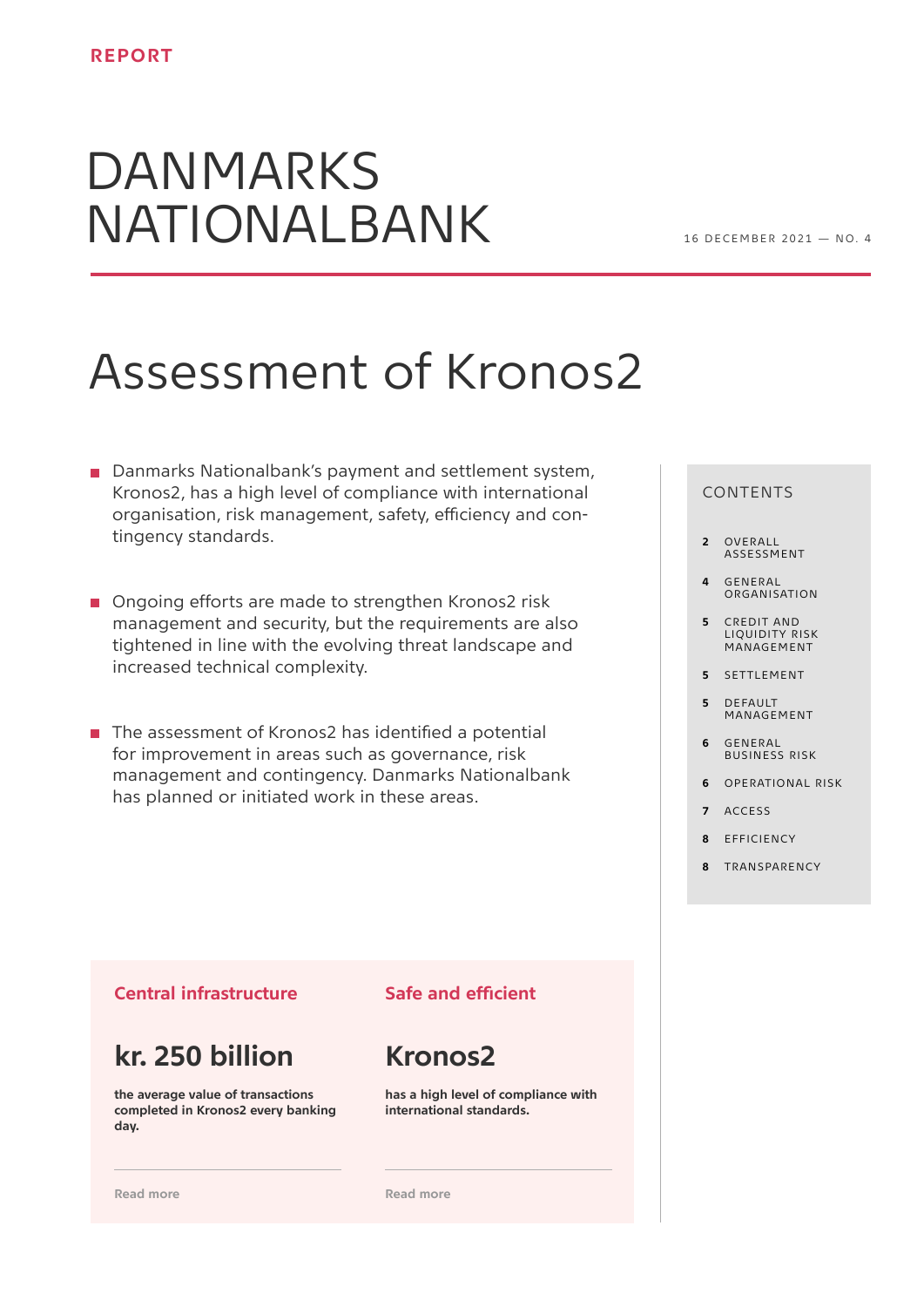REPORT

# DANMARKS NATIONALBANK

16 DECEMBER 2021 — NO. 4

# Assessment of Kronos2

- Danmarks Nationalbank's payment and settlement system, Kronos2, has a high level of compliance with international organisation, risk management, safety, efficiency and contingency standards.
- Ongoing efforts are made to strengthen Kronos2 risk management and security, but the requirements are also tightened in line with the evolving threat landscape and increased technical complexity.
- The assessment of Kronos2 has identified a potential for improvement in areas such as governance, risk management and contingency. Danmarks Nationalbank has planned or initiated work in these areas.

**Central infrastructure**

## kr. 250 billion

**the average value of transactions completed in Kronos2 every banking day.**

Read more

**Safe and efficient**

## Kronos2

**has a high level of compliance with international standards.**

Read more

CONTENTS

- 2 OVERALL ASSESSMENT
- 4 GENERAL ORGANISATION
- 5 CREDIT AND LIQUIDITY RISK MANAGEMENT
- 5 SETTLEMENT
- 5 DEFAULT MANAGEMENT
- 6 GENERAL BUSINESS RISK
- 6 OPERATIONAL RISK
- 7 ACCESS
- 8 EFFICIENCY
- 8 TRANSPARENCY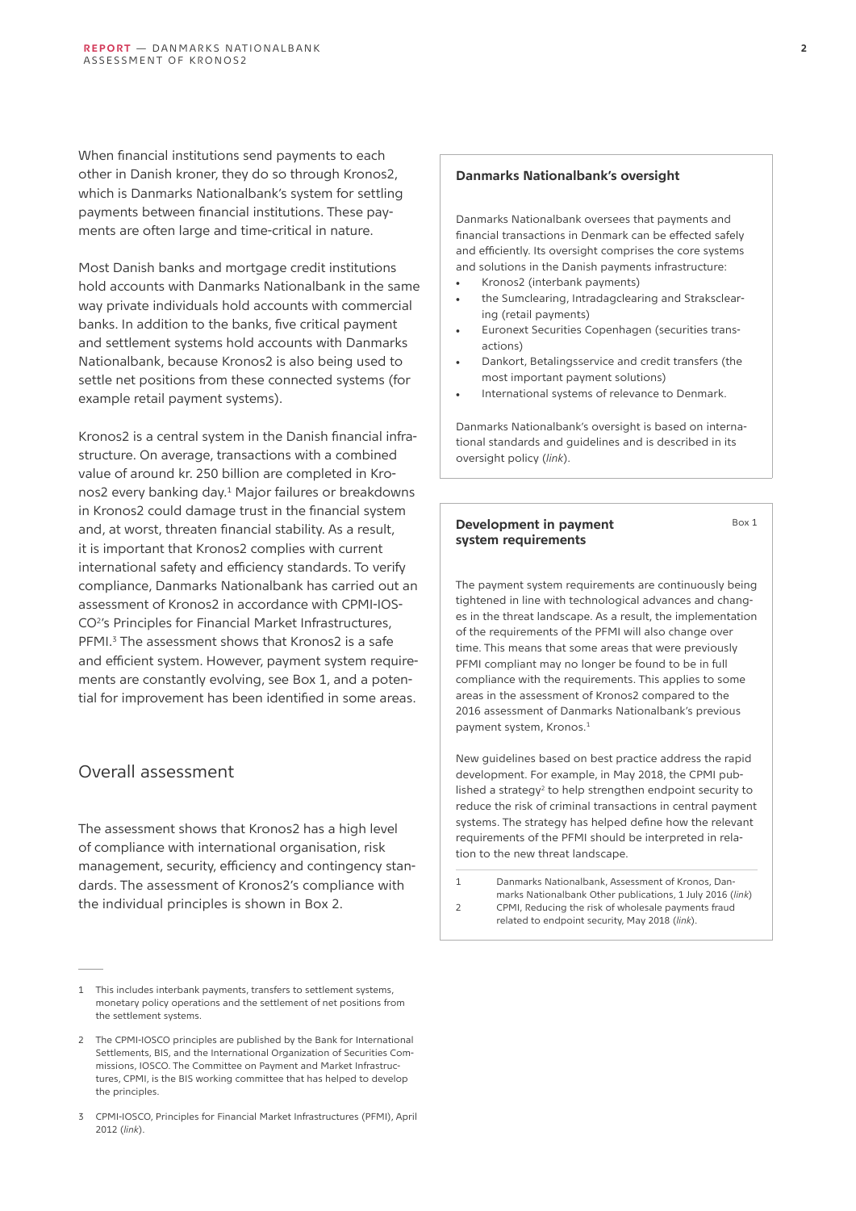When financial institutions send payments to each other in Danish kroner, they do so through Kronos2, which is Danmarks Nationalbank's system for settling payments between financial institutions. These payments are often large and time-critical in nature.

Most Danish banks and mortgage credit institutions hold accounts with Danmarks Nationalbank in the same way private individuals hold accounts with commercial banks. In addition to the banks, five critical payment and settlement systems hold accounts with Danmarks Nationalbank, because Kronos2 is also being used to settle net positions from these connected systems (for example retail payment systems).

Kronos2 is a central system in the Danish financial infrastructure. On average, transactions with a combined value of around kr. 250 billion are completed in Kronos2 every banking day.[1] Major failures or breakdowns in Kronos2 could damage trust in the financial system and, at worst, threaten financial stability. As a result, it is important that Kronos2 complies with current international safety and efficiency standards. To verify compliance, Danmarks Nationalbank has carried out an assessment of Kronos2 in accordance with CPMI-IOSCO[2]'s Principles for Financial Market Infrastructures, PFMI.[3] The assessment shows that Kronos2 is a safe and efficient system. However, payment system requirements are constantly evolving, see Box 1, and a potential for improvement has been identified in some areas.

## Overall assessment

The assessment shows that Kronos2 has a high level of compliance with international organisation, risk management, security, efficiency and contingency standards. The assessment of Kronos2's compliance with the individual principles is shown in Box 2.

1 This includes interbank payments, transfers to settlement systems, monetary policy operations and the settlement of net positions from the settlement systems.

2 The CPMI-IOSCO principles are published by the Bank for International Settlements, BIS, and the International Organization of Securities Commissions, IOSCO. The Committee on Payment and Market Infrastructures, CPMI, is the BIS working committee that has helped to develop the principles.

3 CPMI-IOSCO, Principles for Financial Market Infrastructures (PFMI), April 2012 (*link*).

**Danmarks Nationalbank's oversight**

Danmarks Nationalbank oversees that payments and financial transactions in Denmark can be effected safely and efficiently. Its oversight comprises the core systems and solutions in the Danish payments infrastructure:

- Kronos2 (interbank payments)
- the Sumclearing, Intradagclearing and Straksclearing (retail payments)
- Euronext Securities Copenhagen (securities transactions)
- Dankort, Betalingsservice and credit transfers (the most important payment solutions)
- International systems of relevance to Denmark.

Danmarks Nationalbank's oversight is based on international standards and guidelines and is described in its oversight policy (*link*).

**Development in payment system requirements** — Box 1

The payment system requirements are continuously being tightened in line with technological advances and changes in the threat landscape. As a result, the implementation of the requirements of the PFMI will also change over time. This means that some areas that were previously PFMI compliant may no longer be found to be in full compliance with the requirements. This applies to some areas in the assessment of Kronos2 compared to the 2016 assessment of Danmarks Nationalbank's previous payment system, Kronos.[1]

New guidelines based on best practice address the rapid development. For example, in May 2018, the CPMI published a strategy[2] to help strengthen endpoint security to reduce the risk of criminal transactions in central payment systems. The strategy has helped define how the relevant requirements of the PFMI should be interpreted in relation to the new threat landscape.

1 Danmarks Nationalbank, Assessment of Kronos, Danmarks Nationalbank Other publications, 1 July 2016 (*link*)

2 CPMI, Reducing the risk of wholesale payments fraud related to endpoint security, May 2018 (*link*).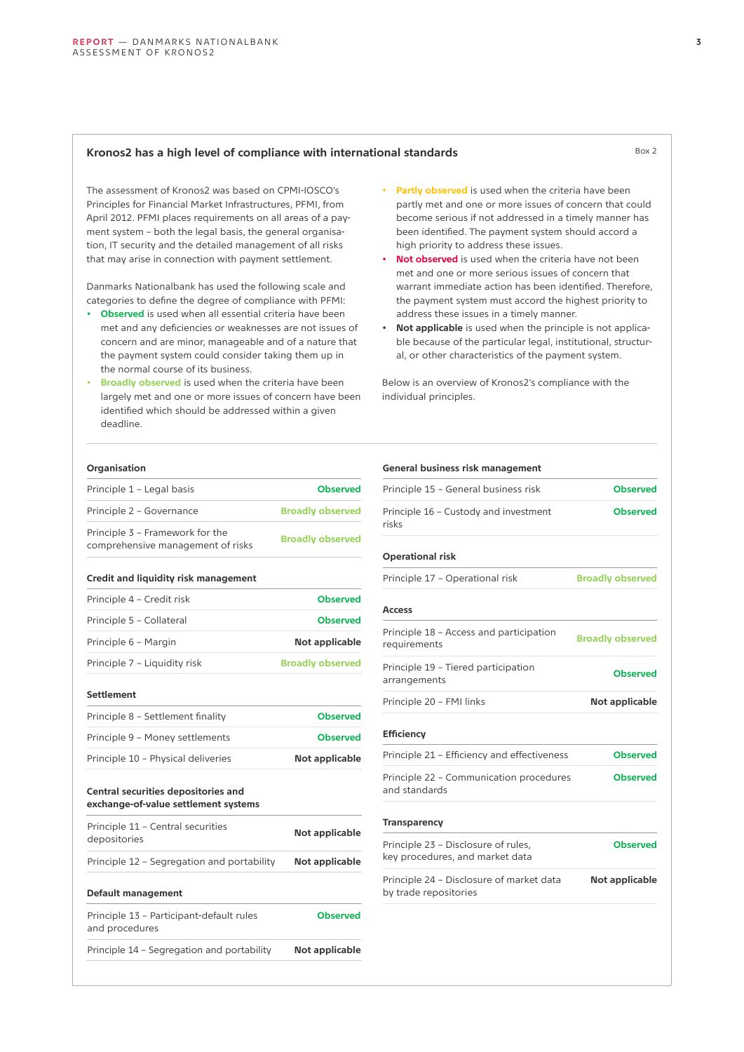## Kronos2 has a high level of compliance with international standards

Box 2

The assessment of Kronos2 was based on CPMI-IOSCO's Principles for Financial Market Infrastructures, PFMI, from April 2012. PFMI places requirements on all areas of a payment system – both the legal basis, the general organisation, IT security and the detailed management of all risks that may arise in connection with payment settlement.

Danmarks Nationalbank has used the following scale and categories to define the degree of compliance with PFMI:

- **Observed** is used when all essential criteria have been met and any deficiencies or weaknesses are not issues of concern and are minor, manageable and of a nature that the payment system could consider taking them up in the normal course of its business.
- **Broadly observed** is used when the criteria have been largely met and one or more issues of concern have been identified which should be addressed within a given deadline.
- **Partly observed** is used when the criteria have been partly met and one or more issues of concern that could become serious if not addressed in a timely manner has been identified. The payment system should accord a high priority to address these issues.
- **Not observed** is used when the criteria have not been met and one or more serious issues of concern that warrant immediate action has been identified. Therefore, the payment system must accord the highest priority to address these issues in a timely manner.
- **Not applicable** is used when the principle is not applicable because of the particular legal, institutional, structural, or other characteristics of the payment system.

Below is an overview of Kronos2's compliance with the individual principles.

| **Organisation** | |
|---|---|
| Principle 1 – Legal basis | **Observed** |
| Principle 2 – Governance | **Broadly observed** |
| Principle 3 – Framework for the comprehensive management of risks | **Broadly observed** |
| **Credit and liquidity risk management** | |
| Principle 4 – Credit risk | **Observed** |
| Principle 5 – Collateral | **Observed** |
| Principle 6 – Margin | **Not applicable** |
| Principle 7 – Liquidity risk | **Broadly observed** |
| **Settlement** | |
| Principle 8 – Settlement finality | **Observed** |
| Principle 9 – Money settlements | **Observed** |
| Principle 10 – Physical deliveries | **Not applicable** |
| **Central securities depositories and exchange-of-value settlement systems** | |
| Principle 11 – Central securities depositories | **Not applicable** |
| Principle 12 – Segregation and portability | **Not applicable** |
| **Default management** | |
| Principle 13 – Participant-default rules and procedures | **Observed** |
| Principle 14 – Segregation and portability | **Not applicable** |
| **General business risk management** | |
| Principle 15 – General business risk | **Observed** |
| Principle 16 – Custody and investment risks | **Observed** |
| **Operational risk** | |
| Principle 17 – Operational risk | **Broadly observed** |
| **Access** | |
| Principle 18 – Access and participation requirements | **Broadly observed** |
| Principle 19 – Tiered participation arrangements | **Observed** |
| Principle 20 – FMI links | **Not applicable** |
| **Efficiency** | |
| Principle 21 – Efficiency and effectiveness | **Observed** |
| Principle 22 – Communication procedures and standards | **Observed** |
| **Transparency** | |
| Principle 23 – Disclosure of rules, key procedures, and market data | **Observed** |
| Principle 24 – Disclosure of market data by trade repositories | **Not applicable** |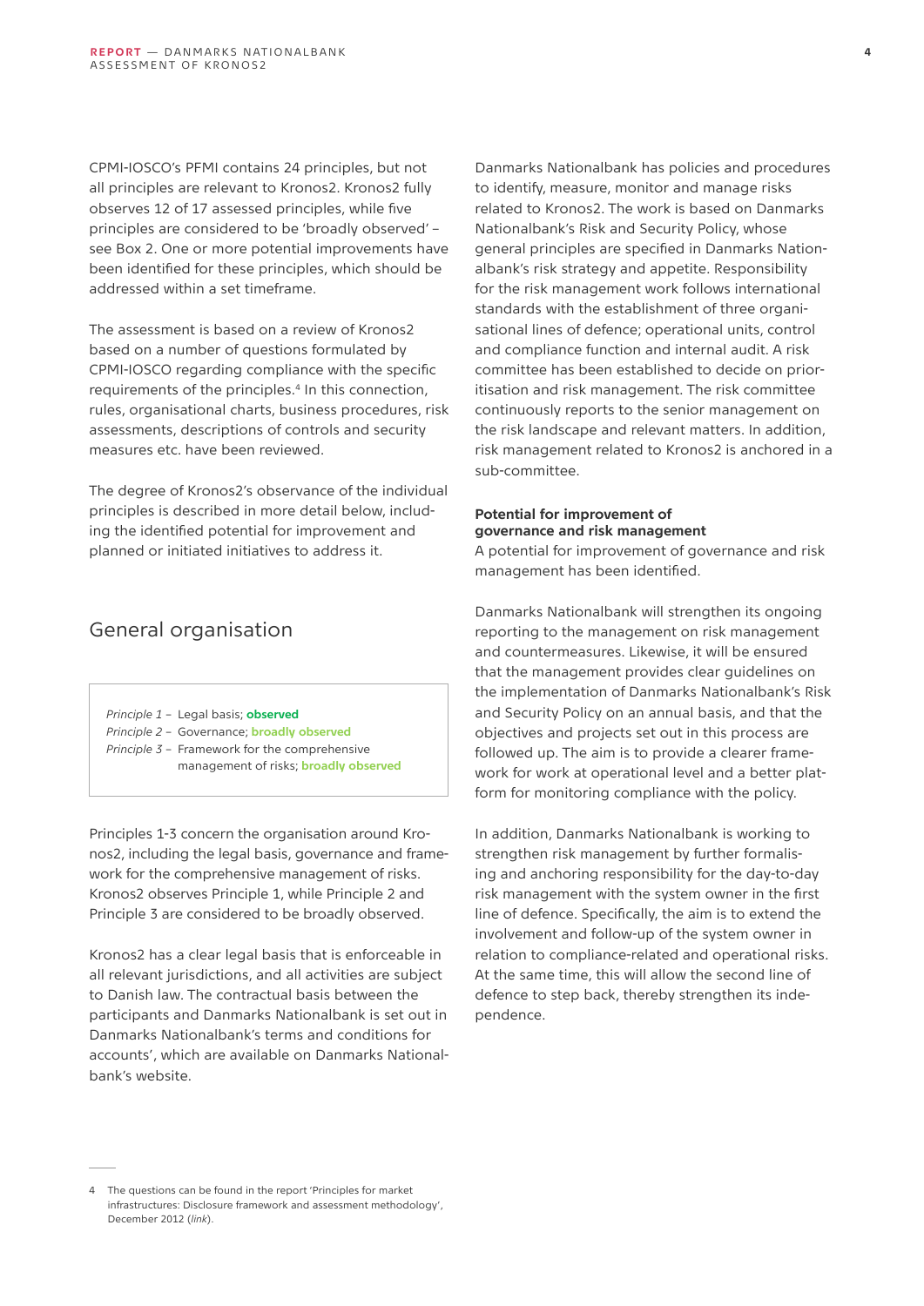CPMI-IOSCO's PFMI contains 24 principles, but not all principles are relevant to Kronos2. Kronos2 fully observes 12 of 17 assessed principles, while five principles are considered to be 'broadly observed' – see Box 2. One or more potential improvements have been identified for these principles, which should be addressed within a set timeframe.

The assessment is based on a review of Kronos2 based on a number of questions formulated by CPMI-IOSCO regarding compliance with the specific requirements of the principles.[4] In this connection, rules, organisational charts, business procedures, risk assessments, descriptions of controls and security measures etc. have been reviewed.

The degree of Kronos2's observance of the individual principles is described in more detail below, including the identified potential for improvement and planned or initiated initiatives to address it.

## General organisation

*Principle 1* – Legal basis; **observed**
*Principle 2* – Governance; **broadly observed**
*Principle 3* – Framework for the comprehensive management of risks; **broadly observed**

Principles 1-3 concern the organisation around Kronos2, including the legal basis, governance and framework for the comprehensive management of risks. Kronos2 observes Principle 1, while Principle 2 and Principle 3 are considered to be broadly observed.

Kronos2 has a clear legal basis that is enforceable in all relevant jurisdictions, and all activities are subject to Danish law. The contractual basis between the participants and Danmarks Nationalbank is set out in Danmarks Nationalbank's terms and conditions for accounts', which are available on Danmarks Nationalbank's website.

Danmarks Nationalbank has policies and procedures to identify, measure, monitor and manage risks related to Kronos2. The work is based on Danmarks Nationalbank's Risk and Security Policy, whose general principles are specified in Danmarks Nationalbank's risk strategy and appetite. Responsibility for the risk management work follows international standards with the establishment of three organisational lines of defence; operational units, control and compliance function and internal audit. A risk committee has been established to decide on prioritisation and risk management. The risk committee continuously reports to the senior management on the risk landscape and relevant matters. In addition, risk management related to Kronos2 is anchored in a sub-committee.

**Potential for improvement of governance and risk management**

A potential for improvement of governance and risk management has been identified.

Danmarks Nationalbank will strengthen its ongoing reporting to the management on risk management and countermeasures. Likewise, it will be ensured that the management provides clear guidelines on the implementation of Danmarks Nationalbank's Risk and Security Policy on an annual basis, and that the objectives and projects set out in this process are followed up. The aim is to provide a clearer framework for work at operational level and a better platform for monitoring compliance with the policy.

In addition, Danmarks Nationalbank is working to strengthen risk management by further formalising and anchoring responsibility for the day-to-day risk management with the system owner in the first line of defence. Specifically, the aim is to extend the involvement and follow-up of the system owner in relation to compliance-related and operational risks. At the same time, this will allow the second line of defence to step back, thereby strengthen its independence.

---

4 The questions can be found in the report 'Principles for market infrastructures: Disclosure framework and assessment methodology', December 2012 (*link*).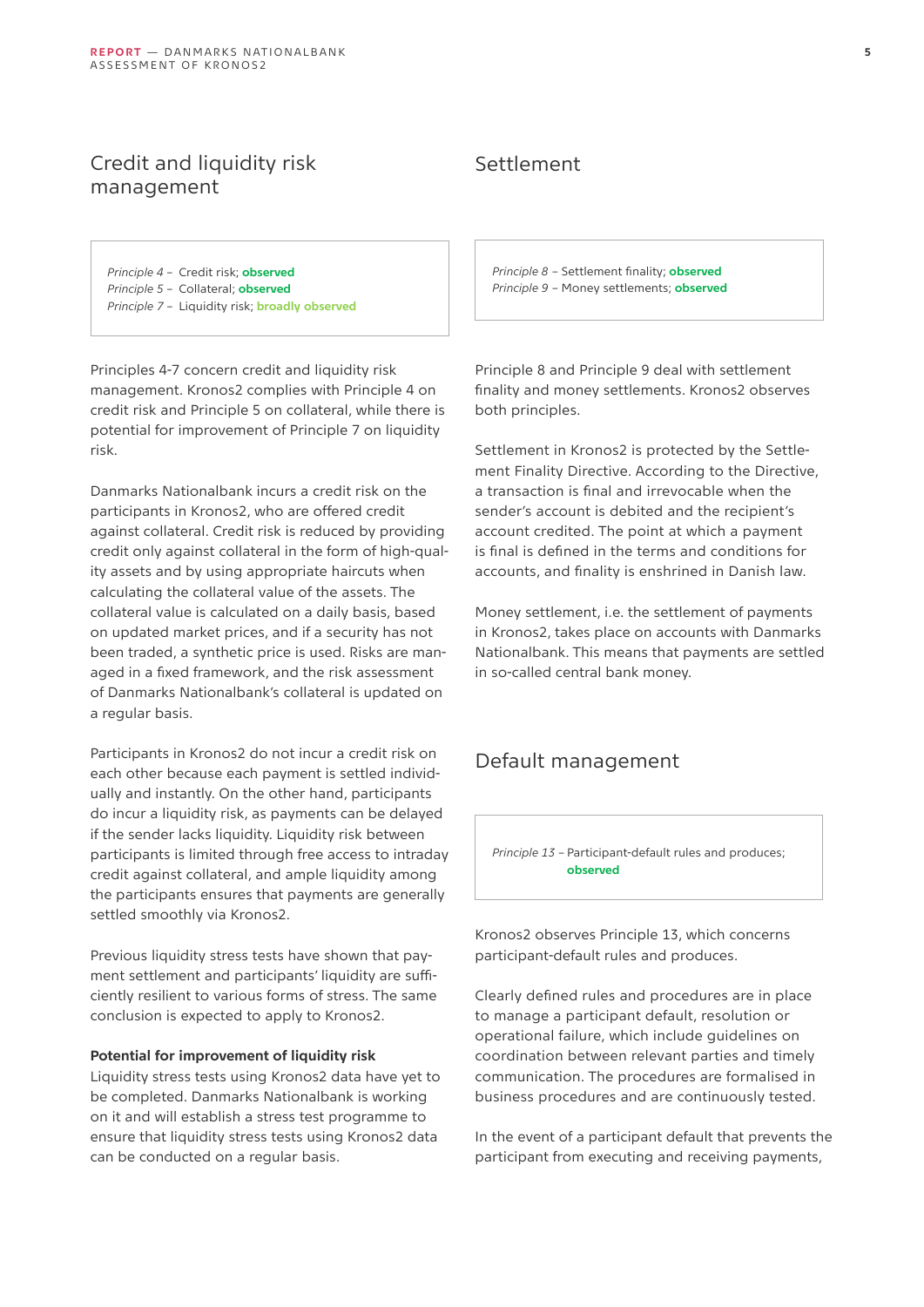## Credit and liquidity risk management

*Principle 4* – Credit risk; **observed**
*Principle 5* – Collateral; **observed**
*Principle 7* – Liquidity risk; **broadly observed**

Principles 4-7 concern credit and liquidity risk management. Kronos2 complies with Principle 4 on credit risk and Principle 5 on collateral, while there is potential for improvement of Principle 7 on liquidity risk.

Danmarks Nationalbank incurs a credit risk on the participants in Kronos2, who are offered credit against collateral. Credit risk is reduced by providing credit only against collateral in the form of high-quality assets and by using appropriate haircuts when calculating the collateral value of the assets. The collateral value is calculated on a daily basis, based on updated market prices, and if a security has not been traded, a synthetic price is used. Risks are managed in a fixed framework, and the risk assessment of Danmarks Nationalbank's collateral is updated on a regular basis.

Participants in Kronos2 do not incur a credit risk on each other because each payment is settled individually and instantly. On the other hand, participants do incur a liquidity risk, as payments can be delayed if the sender lacks liquidity. Liquidity risk between participants is limited through free access to intraday credit against collateral, and ample liquidity among the participants ensures that payments are generally settled smoothly via Kronos2.

Previous liquidity stress tests have shown that payment settlement and participants' liquidity are sufficiently resilient to various forms of stress. The same conclusion is expected to apply to Kronos2.

**Potential for improvement of liquidity risk**
Liquidity stress tests using Kronos2 data have yet to be completed. Danmarks Nationalbank is working on it and will establish a stress test programme to ensure that liquidity stress tests using Kronos2 data can be conducted on a regular basis.

## Settlement

*Principle 8* – Settlement finality; **observed**
*Principle 9* – Money settlements; **observed**

Principle 8 and Principle 9 deal with settlement finality and money settlements. Kronos2 observes both principles.

Settlement in Kronos2 is protected by the Settlement Finality Directive. According to the Directive, a transaction is final and irrevocable when the sender's account is debited and the recipient's account credited. The point at which a payment is final is defined in the terms and conditions for accounts, and finality is enshrined in Danish law.

Money settlement, i.e. the settlement of payments in Kronos2, takes place on accounts with Danmarks Nationalbank. This means that payments are settled in so-called central bank money.

## Default management

*Principle 13* – Participant-default rules and produces; **observed**

Kronos2 observes Principle 13, which concerns participant-default rules and produces.

Clearly defined rules and procedures are in place to manage a participant default, resolution or operational failure, which include guidelines on coordination between relevant parties and timely communication. The procedures are formalised in business procedures and are continuously tested.

In the event of a participant default that prevents the participant from executing and receiving payments,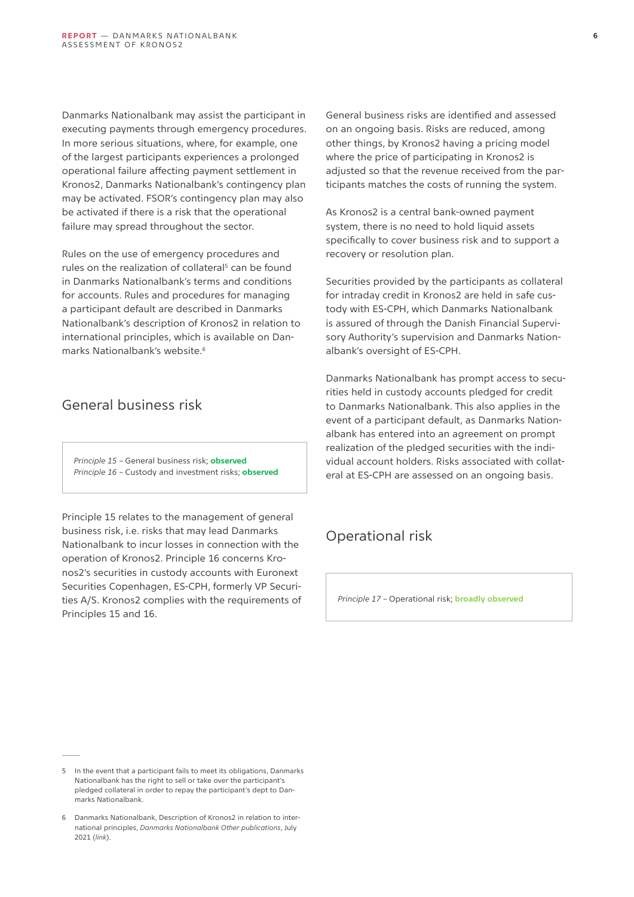Danmarks Nationalbank may assist the participant in executing payments through emergency procedures. In more serious situations, where, for example, one of the largest participants experiences a prolonged operational failure affecting payment settlement in Kronos2, Danmarks Nationalbank's contingency plan may be activated. FSOR's contingency plan may also be activated if there is a risk that the operational failure may spread throughout the sector.

Rules on the use of emergency procedures and rules on the realization of collateral[5] can be found in Danmarks Nationalbank's terms and conditions for accounts. Rules and procedures for managing a participant default are described in Danmarks Nationalbank's description of Kronos2 in relation to international principles, which is available on Danmarks Nationalbank's website.[6]

## General business risk

*Principle 15* – General business risk; **observed**
*Principle 16* – Custody and investment risks; **observed**

Principle 15 relates to the management of general business risk, i.e. risks that may lead Danmarks Nationalbank to incur losses in connection with the operation of Kronos2. Principle 16 concerns Kronos2's securities in custody accounts with Euronext Securities Copenhagen, ES-CPH, formerly VP Securities A/S. Kronos2 complies with the requirements of Principles 15 and 16.

General business risks are identified and assessed on an ongoing basis. Risks are reduced, among other things, by Kronos2 having a pricing model where the price of participating in Kronos2 is adjusted so that the revenue received from the participants matches the costs of running the system.

As Kronos2 is a central bank-owned payment system, there is no need to hold liquid assets specifically to cover business risk and to support a recovery or resolution plan.

Securities provided by the participants as collateral for intraday credit in Kronos2 are held in safe custody with ES-CPH, which Danmarks Nationalbank is assured of through the Danish Financial Supervisory Authority's supervision and Danmarks Nationalbank's oversight of ES-CPH.

Danmarks Nationalbank has prompt access to securities held in custody accounts pledged for credit to Danmarks Nationalbank. This also applies in the event of a participant default, as Danmarks Nationalbank has entered into an agreement on prompt realization of the pledged securities with the individual account holders. Risks associated with collateral at ES-CPH are assessed on an ongoing basis.

## Operational risk

*Principle 17* – Operational risk; **broadly observed**

---

5 In the event that a participant fails to meet its obligations, Danmarks Nationalbank has the right to sell or take over the participant's pledged collateral in order to repay the participant's dept to Danmarks Nationalbank.

6 Danmarks Nationalbank, Description of Kronos2 in relation to international principles, *Danmarks Nationalbank Other publications*, July 2021 (*link*).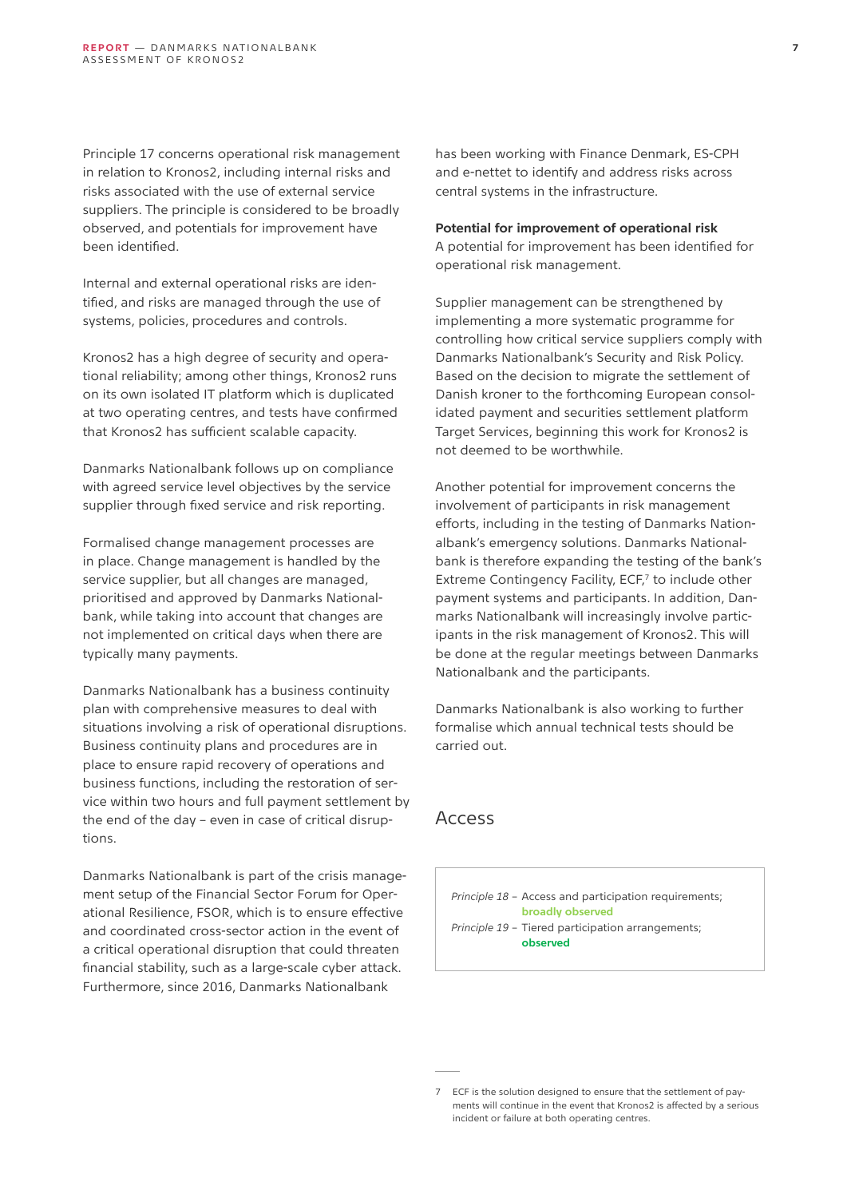Principle 17 concerns operational risk management in relation to Kronos2, including internal risks and risks associated with the use of external service suppliers. The principle is considered to be broadly observed, and potentials for improvement have been identified.

Internal and external operational risks are identified, and risks are managed through the use of systems, policies, procedures and controls.

Kronos2 has a high degree of security and operational reliability; among other things, Kronos2 runs on its own isolated IT platform which is duplicated at two operating centres, and tests have confirmed that Kronos2 has sufficient scalable capacity.

Danmarks Nationalbank follows up on compliance with agreed service level objectives by the service supplier through fixed service and risk reporting.

Formalised change management processes are in place. Change management is handled by the service supplier, but all changes are managed, prioritised and approved by Danmarks Nationalbank, while taking into account that changes are not implemented on critical days when there are typically many payments.

Danmarks Nationalbank has a business continuity plan with comprehensive measures to deal with situations involving a risk of operational disruptions. Business continuity plans and procedures are in place to ensure rapid recovery of operations and business functions, including the restoration of service within two hours and full payment settlement by the end of the day – even in case of critical disruptions.

Danmarks Nationalbank is part of the crisis management setup of the Financial Sector Forum for Operational Resilience, FSOR, which is to ensure effective and coordinated cross-sector action in the event of a critical operational disruption that could threaten financial stability, such as a large-scale cyber attack. Furthermore, since 2016, Danmarks Nationalbank has been working with Finance Denmark, ES-CPH and e-nettet to identify and address risks across central systems in the infrastructure.

**Potential for improvement of operational risk**
A potential for improvement has been identified for operational risk management.

Supplier management can be strengthened by implementing a more systematic programme for controlling how critical service suppliers comply with Danmarks Nationalbank's Security and Risk Policy. Based on the decision to migrate the settlement of Danish kroner to the forthcoming European consolidated payment and securities settlement platform Target Services, beginning this work for Kronos2 is not deemed to be worthwhile.

Another potential for improvement concerns the involvement of participants in risk management efforts, including in the testing of Danmarks Nationalbank's emergency solutions. Danmarks Nationalbank is therefore expanding the testing of the bank's Extreme Contingency Facility, ECF,[7] to include other payment systems and participants. In addition, Danmarks Nationalbank will increasingly involve participants in the risk management of Kronos2. This will be done at the regular meetings between Danmarks Nationalbank and the participants.

Danmarks Nationalbank is also working to further formalise which annual technical tests should be carried out.

## Access

*Principle 18* – Access and participation requirements; **broadly observed**
*Principle 19* – Tiered participation arrangements; **observed**

7 ECF is the solution designed to ensure that the settlement of payments will continue in the event that Kronos2 is affected by a serious incident or failure at both operating centres.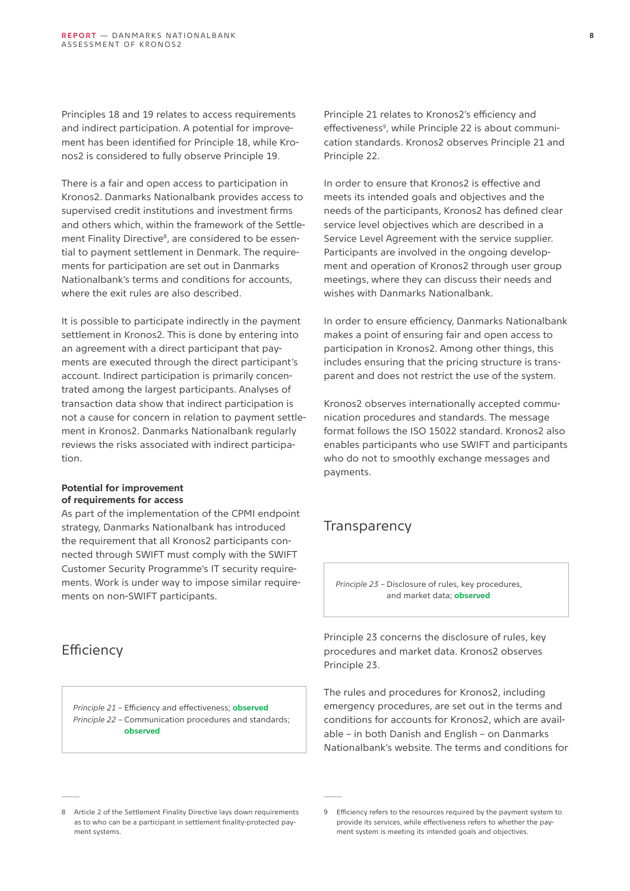Principles 18 and 19 relates to access requirements and indirect participation. A potential for improvement has been identified for Principle 18, while Kronos2 is considered to fully observe Principle 19.

There is a fair and open access to participation in Kronos2. Danmarks Nationalbank provides access to supervised credit institutions and investment firms and others which, within the framework of the Settlement Finality Directive[8], are considered to be essential to payment settlement in Denmark. The requirements for participation are set out in Danmarks Nationalbank's terms and conditions for accounts, where the exit rules are also described.

It is possible to participate indirectly in the payment settlement in Kronos2. This is done by entering into an agreement with a direct participant that payments are executed through the direct participant's account. Indirect participation is primarily concentrated among the largest participants. Analyses of transaction data show that indirect participation is not a cause for concern in relation to payment settlement in Kronos2. Danmarks Nationalbank regularly reviews the risks associated with indirect participation.

**Potential for improvement of requirements for access**

As part of the implementation of the CPMI endpoint strategy, Danmarks Nationalbank has introduced the requirement that all Kronos2 participants connected through SWIFT must comply with the SWIFT Customer Security Programme's IT security requirements. Work is under way to impose similar requirements on non-SWIFT participants.

## Efficiency

*Principle 21* – Efficiency and effectiveness; **observed**
*Principle 22* – Communication procedures and standards; **observed**

Principle 21 relates to Kronos2's efficiency and effectiveness[9], while Principle 22 is about communication standards. Kronos2 observes Principle 21 and Principle 22.

In order to ensure that Kronos2 is effective and meets its intended goals and objectives and the needs of the participants, Kronos2 has defined clear service level objectives which are described in a Service Level Agreement with the service supplier. Participants are involved in the ongoing development and operation of Kronos2 through user group meetings, where they can discuss their needs and wishes with Danmarks Nationalbank.

In order to ensure efficiency, Danmarks Nationalbank makes a point of ensuring fair and open access to participation in Kronos2. Among other things, this includes ensuring that the pricing structure is transparent and does not restrict the use of the system.

Kronos2 observes internationally accepted communication procedures and standards. The message format follows the ISO 15022 standard. Kronos2 also enables participants who use SWIFT and participants who do not to smoothly exchange messages and payments.

## Transparency

*Principle 23* – Disclosure of rules, key procedures, and market data; **observed**

Principle 23 concerns the disclosure of rules, key procedures and market data. Kronos2 observes Principle 23.

The rules and procedures for Kronos2, including emergency procedures, are set out in the terms and conditions for accounts for Kronos2, which are available – in both Danish and English – on Danmarks Nationalbank's website. The terms and conditions for

---

8 Article 2 of the Settlement Finality Directive lays down requirements as to who can be a participant in settlement finality-protected payment systems.

9 Efficiency refers to the resources required by the payment system to provide its services, while effectiveness refers to whether the payment system is meeting its intended goals and objectives.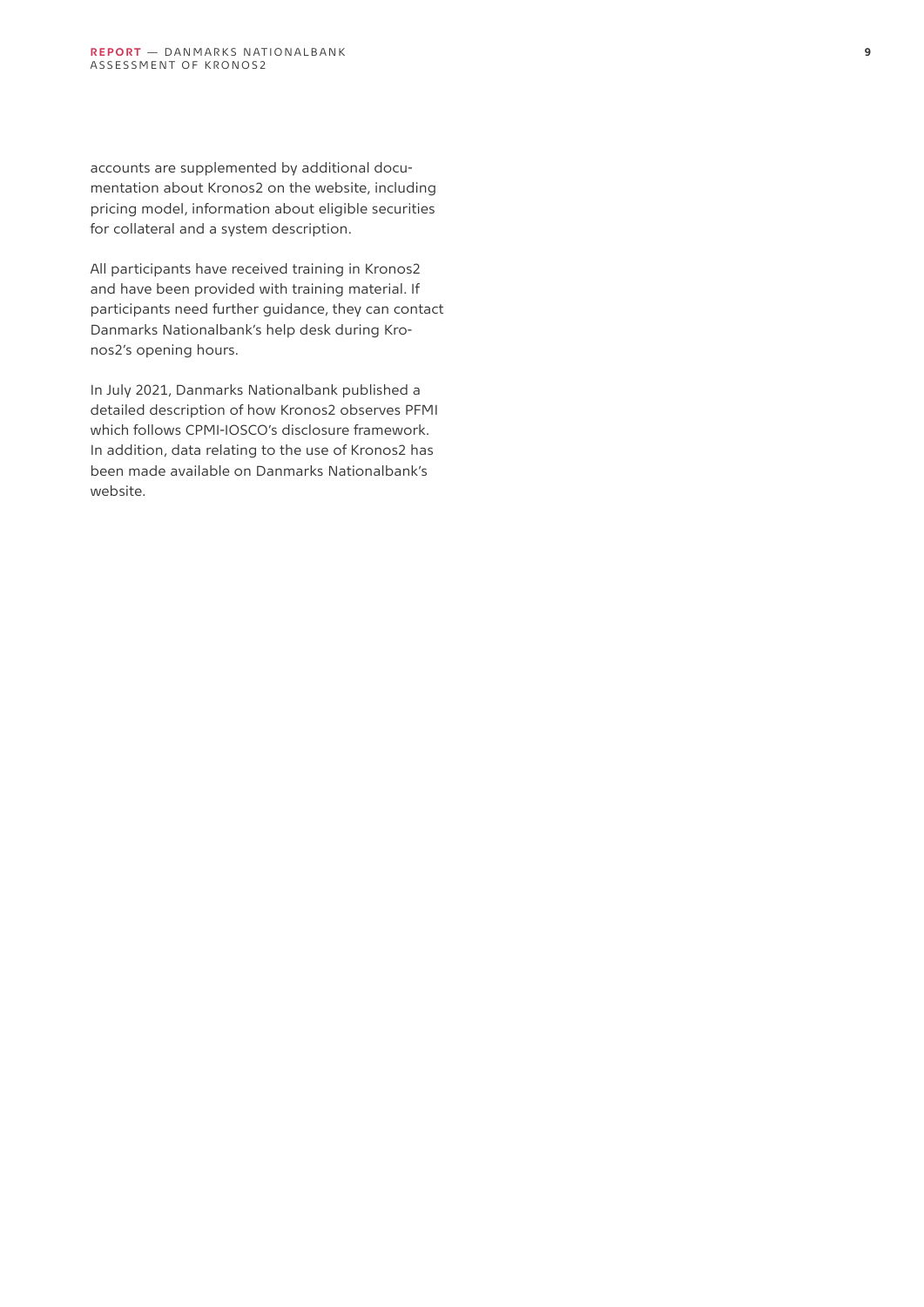accounts are supplemented by additional documentation about Kronos2 on the website, including pricing model, information about eligible securities for collateral and a system description.

All participants have received training in Kronos2 and have been provided with training material. If participants need further guidance, they can contact Danmarks Nationalbank's help desk during Kronos2's opening hours.

In July 2021, Danmarks Nationalbank published a detailed description of how Kronos2 observes PFMI which follows CPMI-IOSCO's disclosure framework. In addition, data relating to the use of Kronos2 has been made available on Danmarks Nationalbank's website.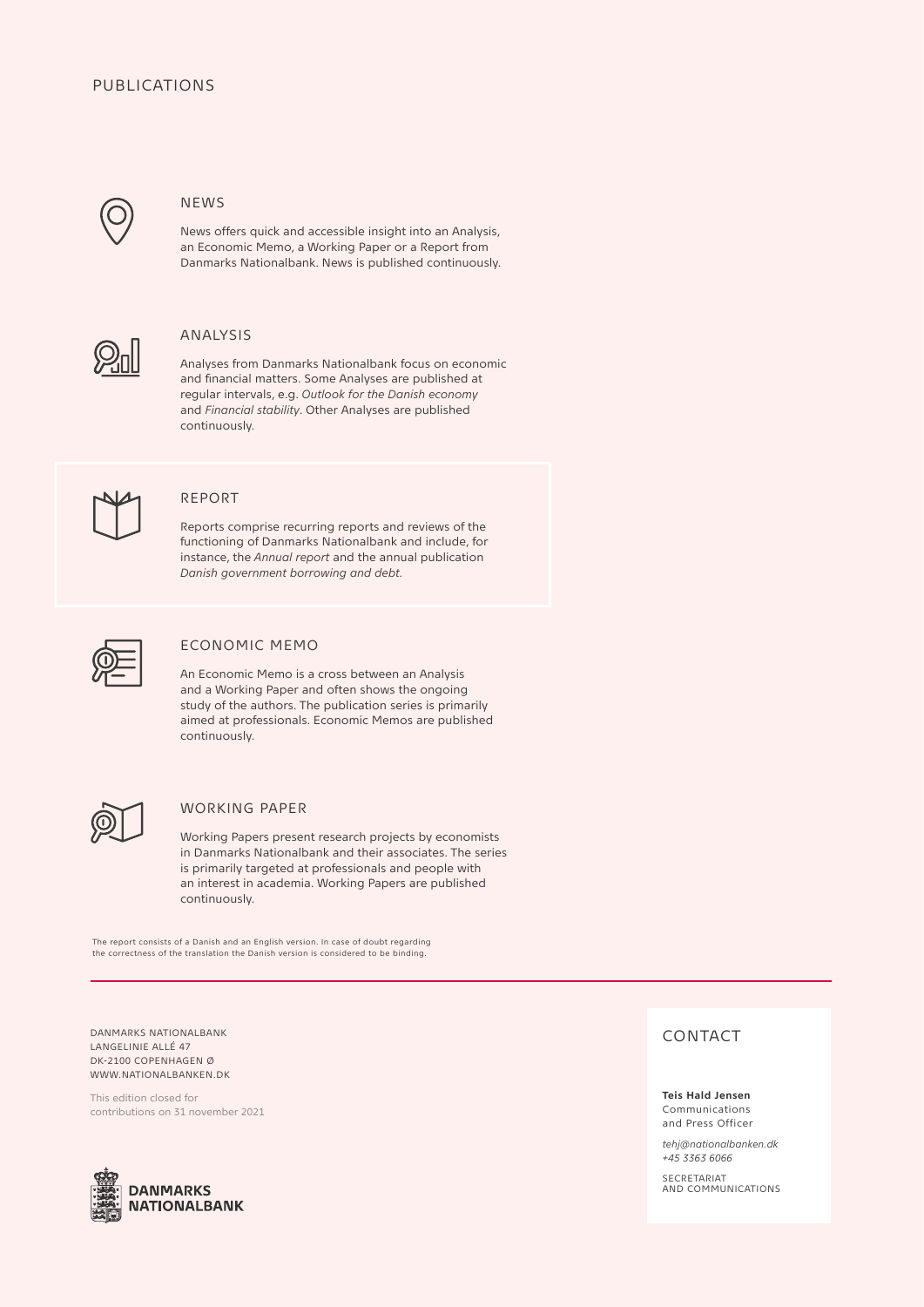# PUBLICATIONS

## NEWS

News offers quick and accessible insight into an Analysis, an Economic Memo, a Working Paper or a Report from Danmarks Nationalbank. News is published continuously.

## ANALYSIS

Analyses from Danmarks Nationalbank focus on economic and financial matters. Some Analyses are published at regular intervals, e.g. *Outlook for the Danish economy* and *Financial stability*. Other Analyses are published continuously.

## REPORT

Reports comprise recurring reports and reviews of the functioning of Danmarks Nationalbank and include, for instance, the *Annual report* and the annual publication *Danish government borrowing and debt.*

## ECONOMIC MEMO

An Economic Memo is a cross between an Analysis and a Working Paper and often shows the ongoing study of the authors. The publication series is primarily aimed at professionals. Economic Memos are published continuously.

## WORKING PAPER

Working Papers present research projects by economists in Danmarks Nationalbank and their associates. The series is primarily targeted at professionals and people with an interest in academia. Working Papers are published continuously.

The report consists of a Danish and an English version. In case of doubt regarding the correctness of the translation the Danish version is considered to be binding.

DANMARKS NATIONALBANK
LANGELINIE ALLÉ 47
DK-2100 COPENHAGEN Ø
WWW.NATIONALBANKEN.DK

This edition closed for contributions on 31 november 2021

DANMARKS NATIONALBANK

## CONTACT

**Teis Hald Jensen**
Communications and Press Officer

*tehj@nationalbanken.dk*
*+45 3363 6066*

SECRETARIAT AND COMMUNICATIONS